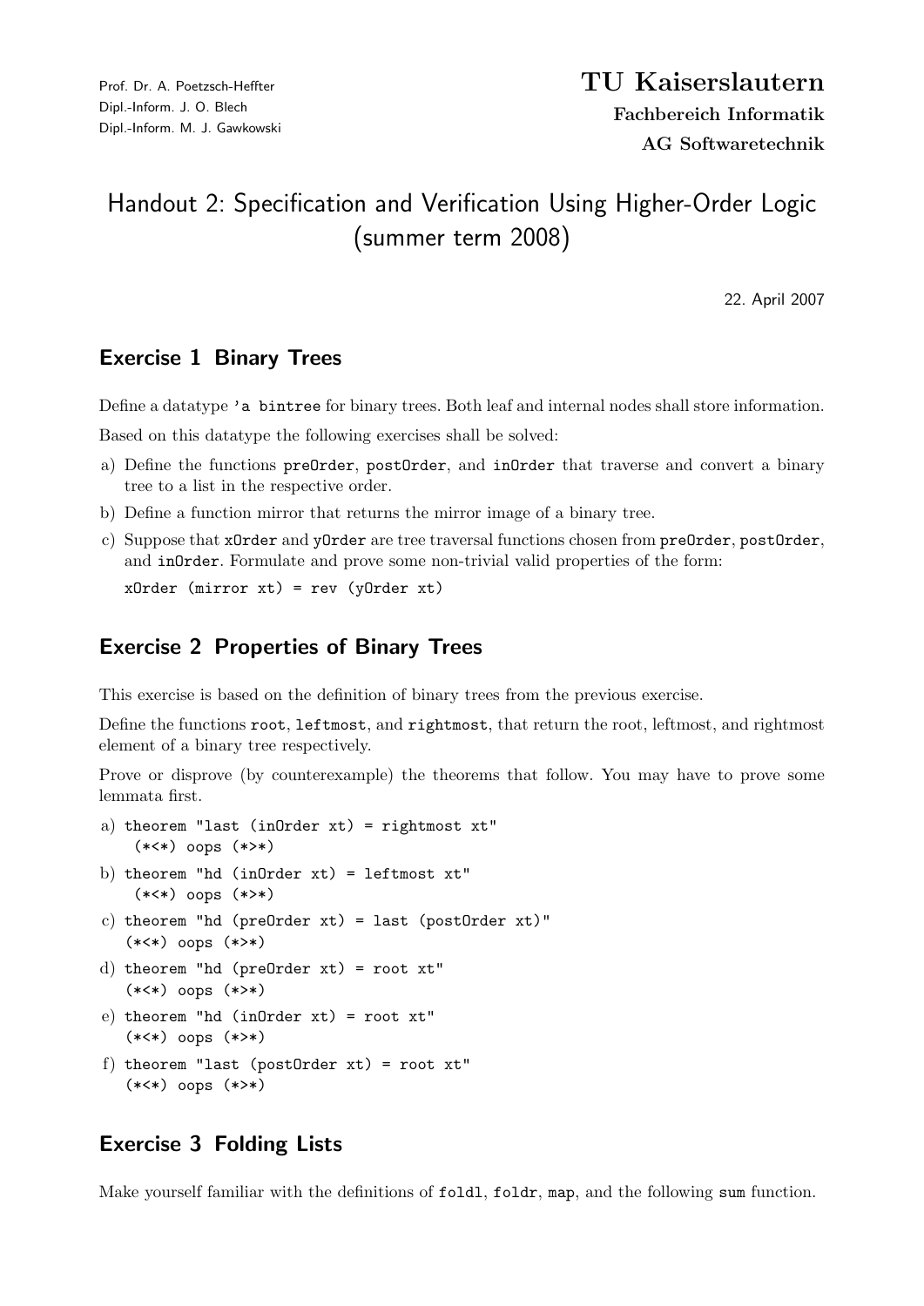Prof. Dr. A. Poetzsch-Heffter
Dipl.-Inform. J. O. Blech
Dipl.-Inform. M. J. Gawkowski

**TU Kaiserslautern**
**Fachbereich Informatik**
**AG Softwaretechnik**

# Handout 2: Specification and Verification Using Higher-Order Logic (summer term 2008)

22. April 2007

## Exercise 1 Binary Trees

Define a datatype `'a bintree` for binary trees. Both leaf and internal nodes shall store information.

Based on this datatype the following exercises shall be solved:

a) Define the functions `preOrder`, `postOrder`, and `inOrder` that traverse and convert a binary tree to a list in the respective order.

b) Define a function mirror that returns the mirror image of a binary tree.

c) Suppose that `xOrder` and `yOrder` are tree traversal functions chosen from `preOrder`, `postOrder`, and `inOrder`. Formulate and prove some non-trivial valid properties of the form:

```
xOrder (mirror xt) = rev (yOrder xt)
```

## Exercise 2 Properties of Binary Trees

This exercise is based on the definition of binary trees from the previous exercise.

Define the functions `root`, `leftmost`, and `rightmost`, that return the root, leftmost, and rightmost element of a binary tree respectively.

Prove or disprove (by counterexample) the theorems that follow. You may have to prove some lemmata first.

a)
```
theorem "last (inOrder xt) = rightmost xt"
  (*<*) oops (*>*)
```

b)
```
theorem "hd (inOrder xt) = leftmost xt"
  (*<*) oops (*>*)
```

c)
```
theorem "hd (preOrder xt) = last (postOrder xt)"
(*<*) oops (*>*)
```

d)
```
theorem "hd (preOrder xt) = root xt"
(*<*) oops (*>*)
```

e)
```
theorem "hd (inOrder xt) = root xt"
(*<*) oops (*>*)
```

f)
```
theorem "last (postOrder xt) = root xt"
(*<*) oops (*>*)
```

## Exercise 3 Folding Lists

Make yourself familiar with the definitions of `foldl`, `foldr`, `map`, and the following `sum` function.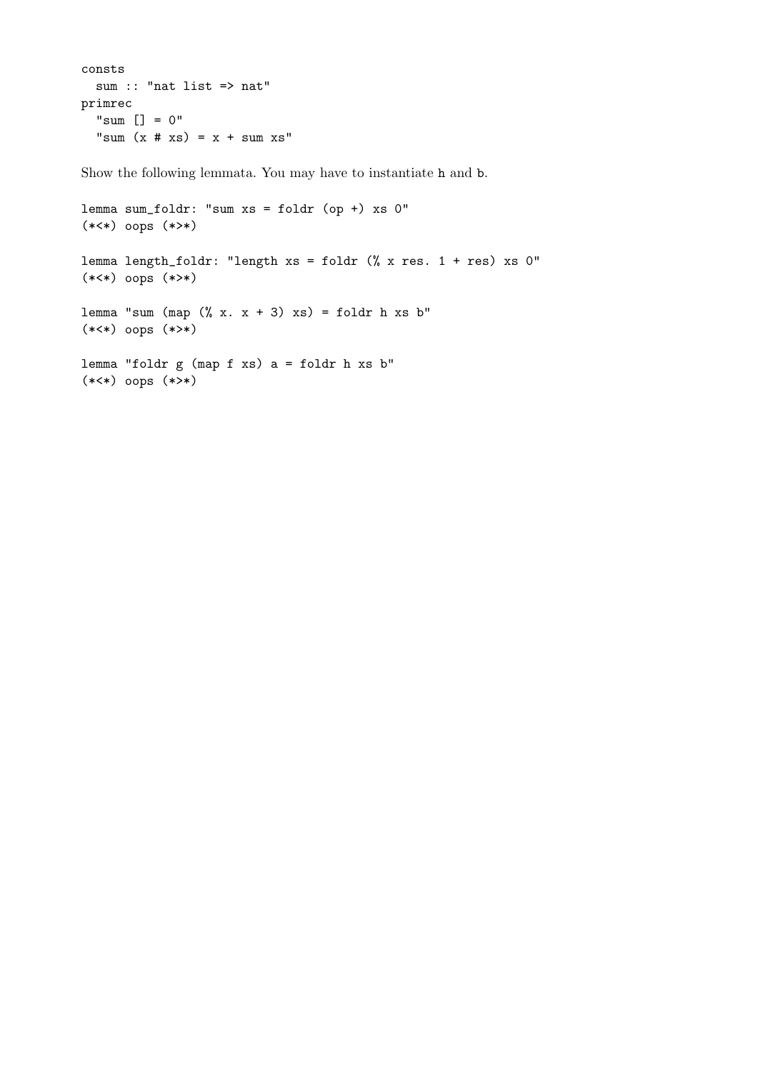```
consts
  sum :: "nat list => nat"
primrec
  "sum [] = 0"
  "sum (x # xs) = x + sum xs"
```

Show the following lemmata. You may have to instantiate `h` and `b`.

```
lemma sum_foldr: "sum xs = foldr (op +) xs 0"
(*<*) oops (*>*)

lemma length_foldr: "length xs = foldr (% x res. 1 + res) xs 0"
(*<*) oops (*>*)

lemma "sum (map (% x. x + 3) xs) = foldr h xs b"
(*<*) oops (*>*)

lemma "foldr g (map f xs) a = foldr h xs b"
(*<*) oops (*>*)
```